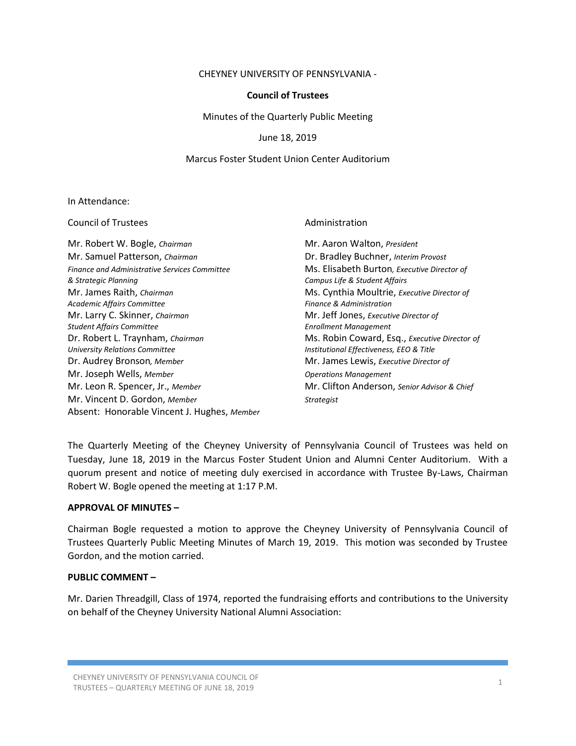CHEYNEY UNIVERSITY OF PENNSYLVANIA -

**Council of Trustees**

Minutes of the Quarterly Public Meeting

June 18, 2019

Marcus Foster Student Union Center Auditorium

In Attendance:

Council of Trustees

Mr. Robert W. Bogle, *Chairman*
Mr. Samuel Patterson, *Chairman Finance and Administrative Services Committee & Strategic Planning*
Mr. James Raith, *Chairman Academic Affairs Committee*
Mr. Larry C. Skinner, *Chairman Student Affairs Committee*
Dr. Robert L. Traynham, *Chairman University Relations Committee*
Dr. Audrey Bronson*, Member*
Mr. Joseph Wells, *Member*
Mr. Leon R. Spencer, Jr., *Member*
Mr. Vincent D. Gordon, *Member*
Absent: Honorable Vincent J. Hughes, *Member*

Administration

Mr. Aaron Walton, *President*
Dr. Bradley Buchner, *Interim Provost*
Ms. Elisabeth Burton*, Executive Director of Campus Life & Student Affairs*
Ms. Cynthia Moultrie, *Executive Director of Finance & Administration*
Mr. Jeff Jones, *Executive Director of Enrollment Management*
Ms. Robin Coward, Esq., *Executive Director of Institutional Effectiveness, EEO & Title*
Mr. James Lewis, *Executive Director of Operations Management*
Mr. Clifton Anderson, *Senior Advisor & Chief Strategist*

The Quarterly Meeting of the Cheyney University of Pennsylvania Council of Trustees was held on Tuesday, June 18, 2019 in the Marcus Foster Student Union and Alumni Center Auditorium. With a quorum present and notice of meeting duly exercised in accordance with Trustee By-Laws, Chairman Robert W. Bogle opened the meeting at 1:17 P.M.

**APPROVAL OF MINUTES –**

Chairman Bogle requested a motion to approve the Cheyney University of Pennsylvania Council of Trustees Quarterly Public Meeting Minutes of March 19, 2019. This motion was seconded by Trustee Gordon, and the motion carried.

**PUBLIC COMMENT –**

Mr. Darien Threadgill, Class of 1974, reported the fundraising efforts and contributions to the University on behalf of the Cheyney University National Alumni Association: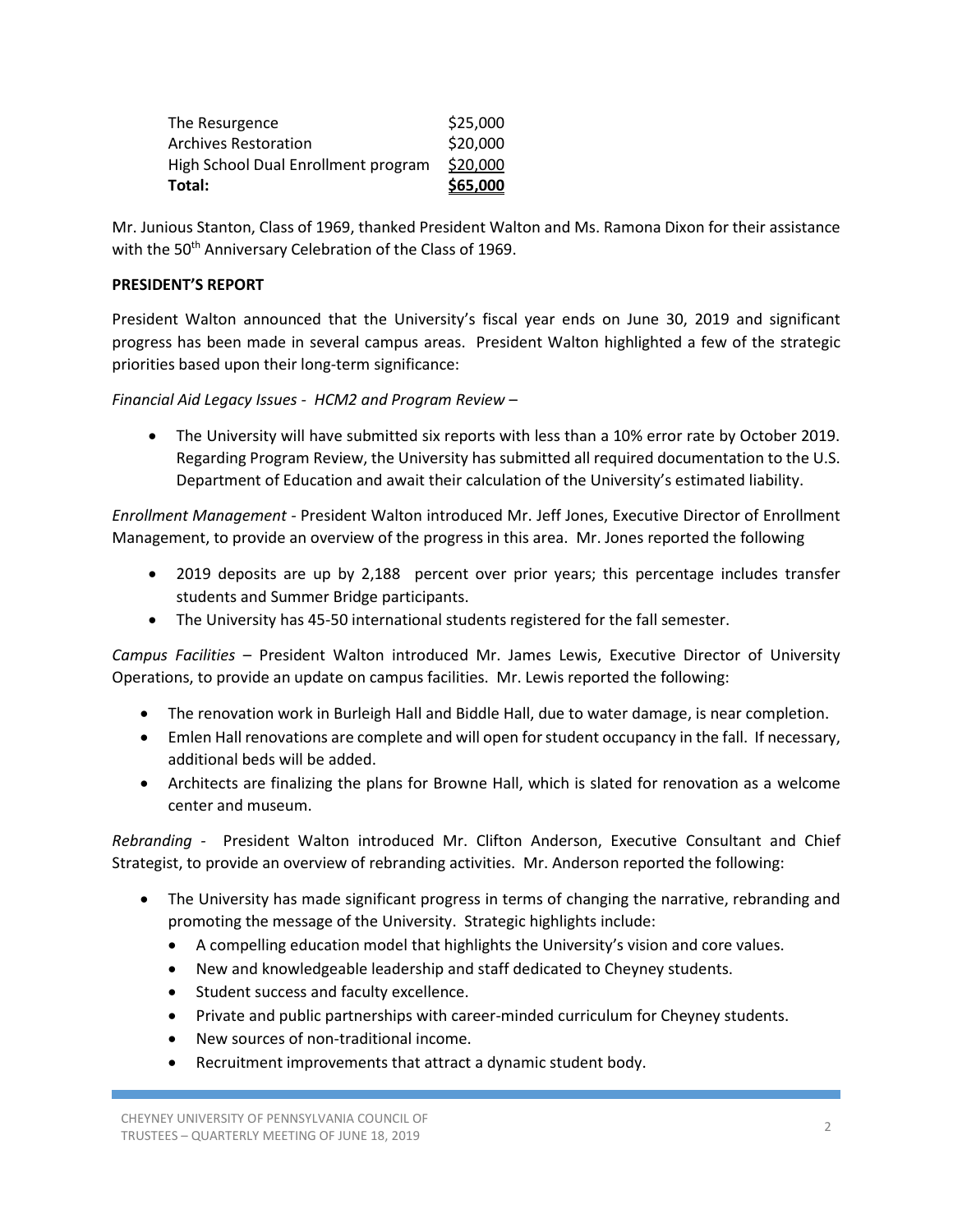| The Resurgence | $25,000 |
| --- | --- |
| Archives Restoration | $20,000 |
| High School Dual Enrollment program | $20,000 |
| **Total:** | **$65,000** |

Mr. Junious Stanton, Class of 1969, thanked President Walton and Ms. Ramona Dixon for their assistance with the 50th Anniversary Celebration of the Class of 1969.

**PRESIDENT'S REPORT**

President Walton announced that the University's fiscal year ends on June 30, 2019 and significant progress has been made in several campus areas. President Walton highlighted a few of the strategic priorities based upon their long-term significance:

*Financial Aid Legacy Issues - HCM2 and Program Review* –

- The University will have submitted six reports with less than a 10% error rate by October 2019. Regarding Program Review, the University has submitted all required documentation to the U.S. Department of Education and await their calculation of the University's estimated liability.

*Enrollment Management* - President Walton introduced Mr. Jeff Jones, Executive Director of Enrollment Management, to provide an overview of the progress in this area. Mr. Jones reported the following

- 2019 deposits are up by 2,188 percent over prior years; this percentage includes transfer students and Summer Bridge participants.
- The University has 45-50 international students registered for the fall semester.

*Campus Facilities* – President Walton introduced Mr. James Lewis, Executive Director of University Operations, to provide an update on campus facilities. Mr. Lewis reported the following:

- The renovation work in Burleigh Hall and Biddle Hall, due to water damage, is near completion.
- Emlen Hall renovations are complete and will open for student occupancy in the fall. If necessary, additional beds will be added.
- Architects are finalizing the plans for Browne Hall, which is slated for renovation as a welcome center and museum.

*Rebranding* - President Walton introduced Mr. Clifton Anderson, Executive Consultant and Chief Strategist, to provide an overview of rebranding activities. Mr. Anderson reported the following:

- The University has made significant progress in terms of changing the narrative, rebranding and promoting the message of the University. Strategic highlights include:
  - A compelling education model that highlights the University's vision and core values.
  - New and knowledgeable leadership and staff dedicated to Cheyney students.
  - Student success and faculty excellence.
  - Private and public partnerships with career-minded curriculum for Cheyney students.
  - New sources of non-traditional income.
  - Recruitment improvements that attract a dynamic student body.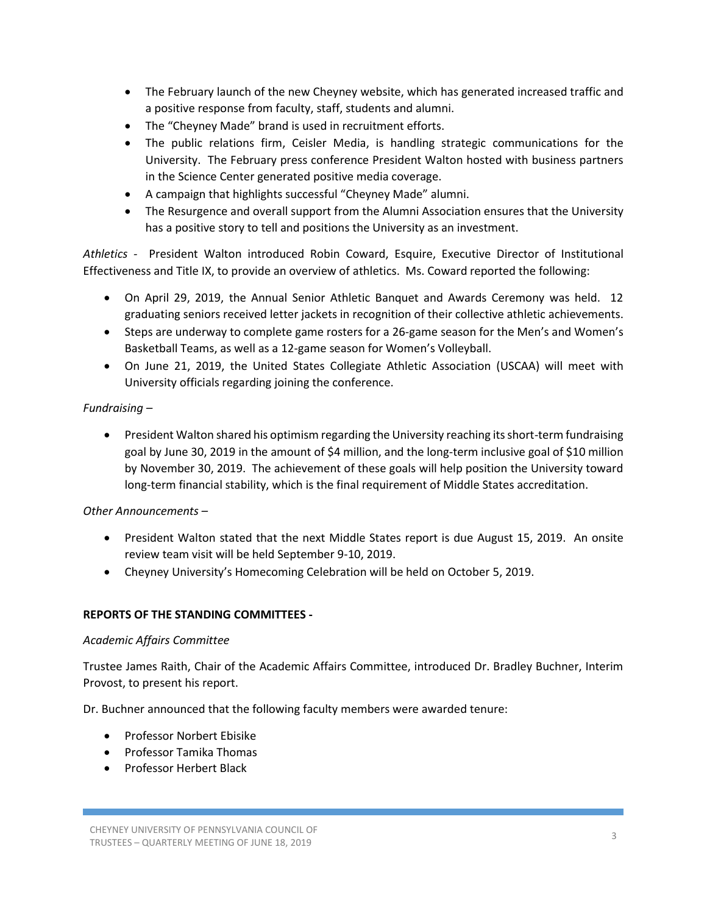- The February launch of the new Cheyney website, which has generated increased traffic and a positive response from faculty, staff, students and alumni.
- The "Cheyney Made" brand is used in recruitment efforts.
- The public relations firm, Ceisler Media, is handling strategic communications for the University. The February press conference President Walton hosted with business partners in the Science Center generated positive media coverage.
- A campaign that highlights successful "Cheyney Made" alumni.
- The Resurgence and overall support from the Alumni Association ensures that the University has a positive story to tell and positions the University as an investment.

*Athletics* - President Walton introduced Robin Coward, Esquire, Executive Director of Institutional Effectiveness and Title IX, to provide an overview of athletics. Ms. Coward reported the following:

- On April 29, 2019, the Annual Senior Athletic Banquet and Awards Ceremony was held. 12 graduating seniors received letter jackets in recognition of their collective athletic achievements.
- Steps are underway to complete game rosters for a 26-game season for the Men's and Women's Basketball Teams, as well as a 12-game season for Women's Volleyball.
- On June 21, 2019, the United States Collegiate Athletic Association (USCAA) will meet with University officials regarding joining the conference.

*Fundraising* –

- President Walton shared his optimism regarding the University reaching its short-term fundraising goal by June 30, 2019 in the amount of $4 million, and the long-term inclusive goal of $10 million by November 30, 2019. The achievement of these goals will help position the University toward long-term financial stability, which is the final requirement of Middle States accreditation.

*Other Announcements* –

- President Walton stated that the next Middle States report is due August 15, 2019. An onsite review team visit will be held September 9-10, 2019.
- Cheyney University's Homecoming Celebration will be held on October 5, 2019.

**REPORTS OF THE STANDING COMMITTEES -**

*Academic Affairs Committee*

Trustee James Raith, Chair of the Academic Affairs Committee, introduced Dr. Bradley Buchner, Interim Provost, to present his report.

Dr. Buchner announced that the following faculty members were awarded tenure:

- Professor Norbert Ebisike
- Professor Tamika Thomas
- Professor Herbert Black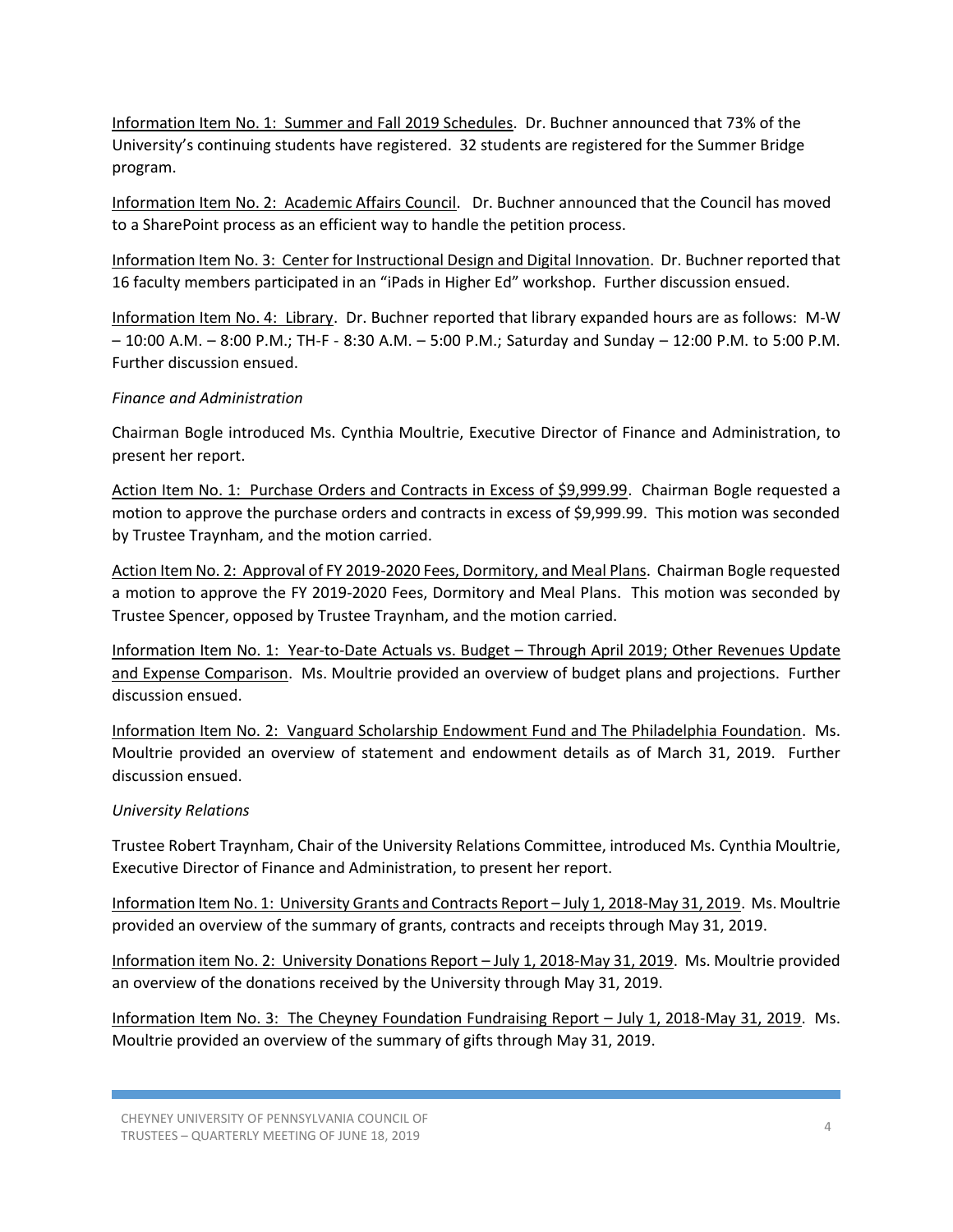Information Item No. 1: Summer and Fall 2019 Schedules. Dr. Buchner announced that 73% of the University's continuing students have registered. 32 students are registered for the Summer Bridge program.

Information Item No. 2: Academic Affairs Council. Dr. Buchner announced that the Council has moved to a SharePoint process as an efficient way to handle the petition process.

Information Item No. 3: Center for Instructional Design and Digital Innovation. Dr. Buchner reported that 16 faculty members participated in an "iPads in Higher Ed" workshop. Further discussion ensued.

Information Item No. 4: Library. Dr. Buchner reported that library expanded hours are as follows: M-W – 10:00 A.M. – 8:00 P.M.; TH-F - 8:30 A.M. – 5:00 P.M.; Saturday and Sunday – 12:00 P.M. to 5:00 P.M. Further discussion ensued.

*Finance and Administration*

Chairman Bogle introduced Ms. Cynthia Moultrie, Executive Director of Finance and Administration, to present her report.

Action Item No. 1: Purchase Orders and Contracts in Excess of $9,999.99. Chairman Bogle requested a motion to approve the purchase orders and contracts in excess of $9,999.99. This motion was seconded by Trustee Traynham, and the motion carried.

Action Item No. 2: Approval of FY 2019-2020 Fees, Dormitory, and Meal Plans. Chairman Bogle requested a motion to approve the FY 2019-2020 Fees, Dormitory and Meal Plans. This motion was seconded by Trustee Spencer, opposed by Trustee Traynham, and the motion carried.

Information Item No. 1: Year-to-Date Actuals vs. Budget – Through April 2019; Other Revenues Update and Expense Comparison. Ms. Moultrie provided an overview of budget plans and projections. Further discussion ensued.

Information Item No. 2: Vanguard Scholarship Endowment Fund and The Philadelphia Foundation. Ms. Moultrie provided an overview of statement and endowment details as of March 31, 2019. Further discussion ensued.

*University Relations*

Trustee Robert Traynham, Chair of the University Relations Committee, introduced Ms. Cynthia Moultrie, Executive Director of Finance and Administration, to present her report.

Information Item No. 1: University Grants and Contracts Report – July 1, 2018-May 31, 2019. Ms. Moultrie provided an overview of the summary of grants, contracts and receipts through May 31, 2019.

Information item No. 2: University Donations Report – July 1, 2018-May 31, 2019. Ms. Moultrie provided an overview of the donations received by the University through May 31, 2019.

Information Item No. 3: The Cheyney Foundation Fundraising Report – July 1, 2018-May 31, 2019. Ms. Moultrie provided an overview of the summary of gifts through May 31, 2019.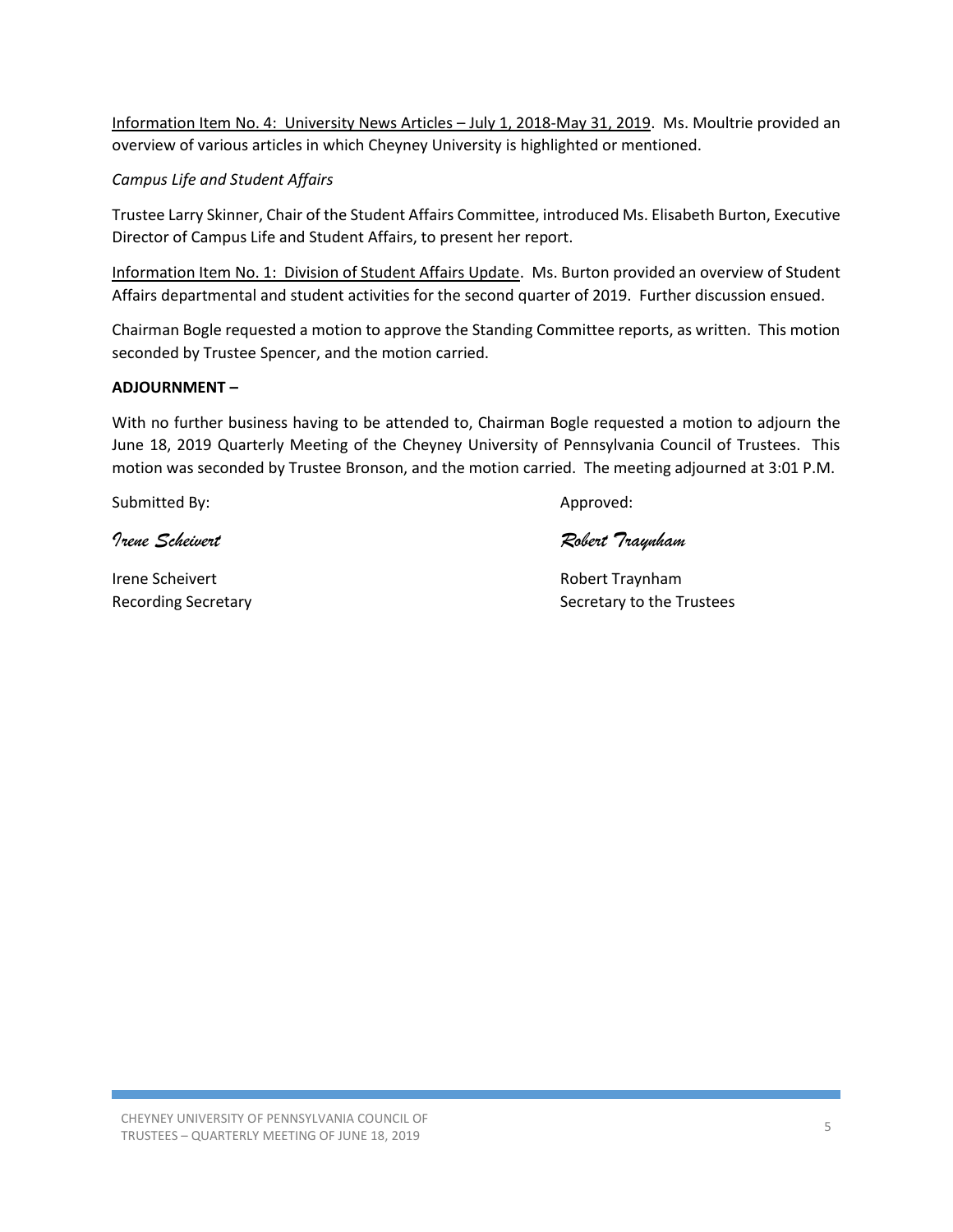Information Item No. 4: University News Articles – July 1, 2018-May 31, 2019. Ms. Moultrie provided an overview of various articles in which Cheyney University is highlighted or mentioned.

*Campus Life and Student Affairs*

Trustee Larry Skinner, Chair of the Student Affairs Committee, introduced Ms. Elisabeth Burton, Executive Director of Campus Life and Student Affairs, to present her report.

Information Item No. 1: Division of Student Affairs Update. Ms. Burton provided an overview of Student Affairs departmental and student activities for the second quarter of 2019. Further discussion ensued.

Chairman Bogle requested a motion to approve the Standing Committee reports, as written. This motion seconded by Trustee Spencer, and the motion carried.

**ADJOURNMENT –**

With no further business having to be attended to, Chairman Bogle requested a motion to adjourn the June 18, 2019 Quarterly Meeting of the Cheyney University of Pennsylvania Council of Trustees. This motion was seconded by Trustee Bronson, and the motion carried. The meeting adjourned at 3:01 P.M.

Submitted By:

*Irene Scheivert*

Irene Scheivert
Recording Secretary

Approved:

*Robert Traynham*

Robert Traynham
Secretary to the Trustees